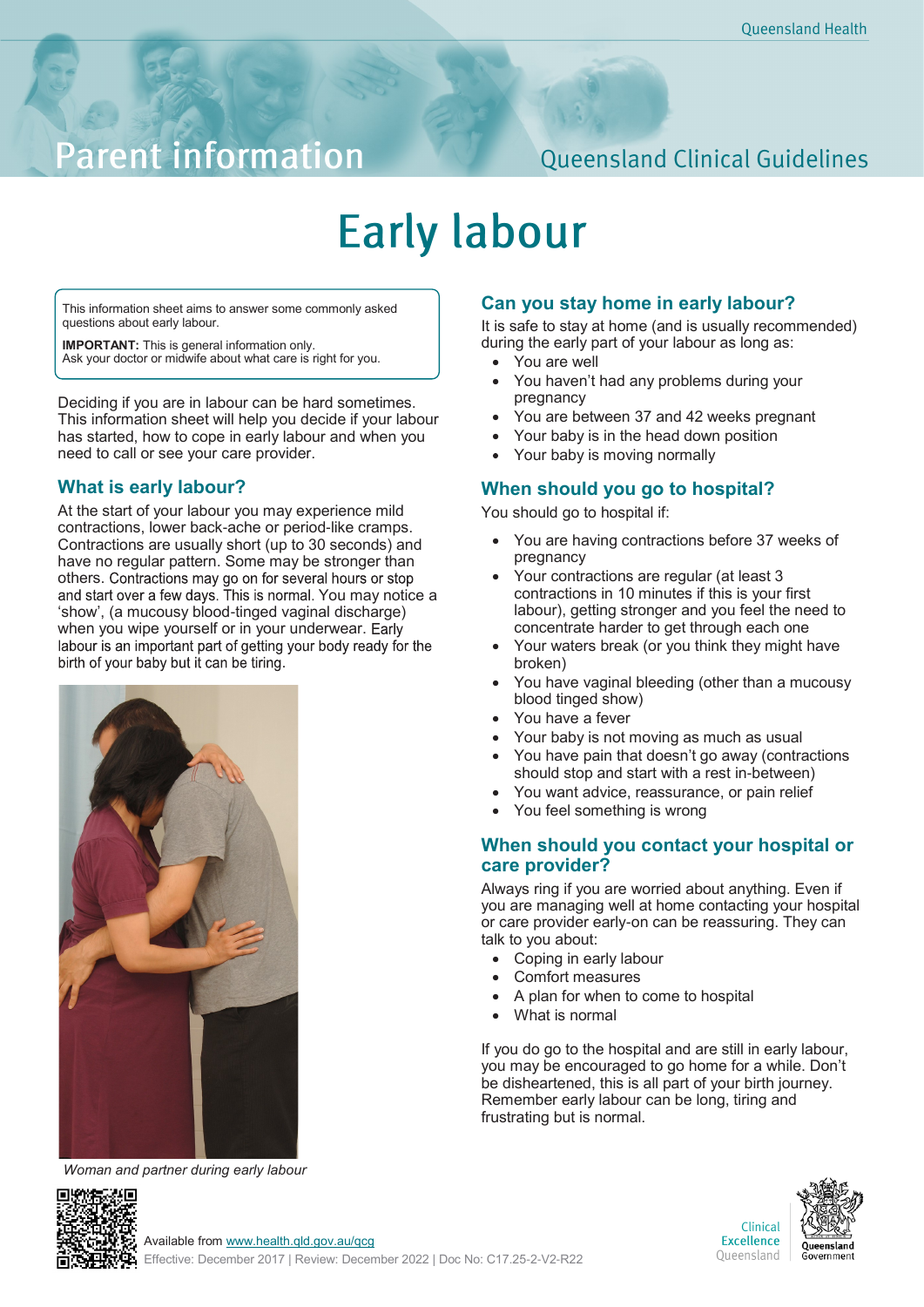Parent information

Queensland Clinical Guidelines

# Early labour

This information sheet aims to answer some commonly asked questions about early labour.

**IMPORTANT:** This is general information only.
Ask your doctor or midwife about what care is right for you.

Deciding if you are in labour can be hard sometimes. This information sheet will help you decide if your labour has started, how to cope in early labour and when you need to call or see your care provider.

## What is early labour?

At the start of your labour you may experience mild contractions, lower back-ache or period-like cramps. Contractions are usually short (up to 30 seconds) and have no regular pattern. Some may be stronger than others. Contractions may go on for several hours or stop and start over a few days. This is normal. You may notice a 'show', (a mucousy blood-tinged vaginal discharge) when you wipe yourself or in your underwear. Early labour is an important part of getting your body ready for the birth of your baby but it can be tiring.

*Woman and partner during early labour*

## Can you stay home in early labour?

It is safe to stay at home (and is usually recommended) during the early part of your labour as long as:

- You are well
- You haven't had any problems during your pregnancy
- You are between 37 and 42 weeks pregnant
- Your baby is in the head down position
- Your baby is moving normally

## When should you go to hospital?

You should go to hospital if:

- You are having contractions before 37 weeks of pregnancy
- Your contractions are regular (at least 3 contractions in 10 minutes if this is your first labour), getting stronger and you feel the need to concentrate harder to get through each one
- Your waters break (or you think they might have broken)
- You have vaginal bleeding (other than a mucousy blood tinged show)
- You have a fever
- Your baby is not moving as much as usual
- You have pain that doesn't go away (contractions should stop and start with a rest in-between)
- You want advice, reassurance, or pain relief
- You feel something is wrong

## When should you contact your hospital or care provider?

Always ring if you are worried about anything. Even if you are managing well at home contacting your hospital or care provider early-on can be reassuring. They can talk to you about:

- Coping in early labour
- Comfort measures
- A plan for when to come to hospital
- What is normal

If you do go to the hospital and are still in early labour, you may be encouraged to go home for a while. Don't be disheartened, this is all part of your birth journey. Remember early labour can be long, tiring and frustrating but is normal.

Available from www.health.qld.gov.au/qcg
Effective: December 2017 | Review: December 2022 | Doc No: C17.25-2-V2-R22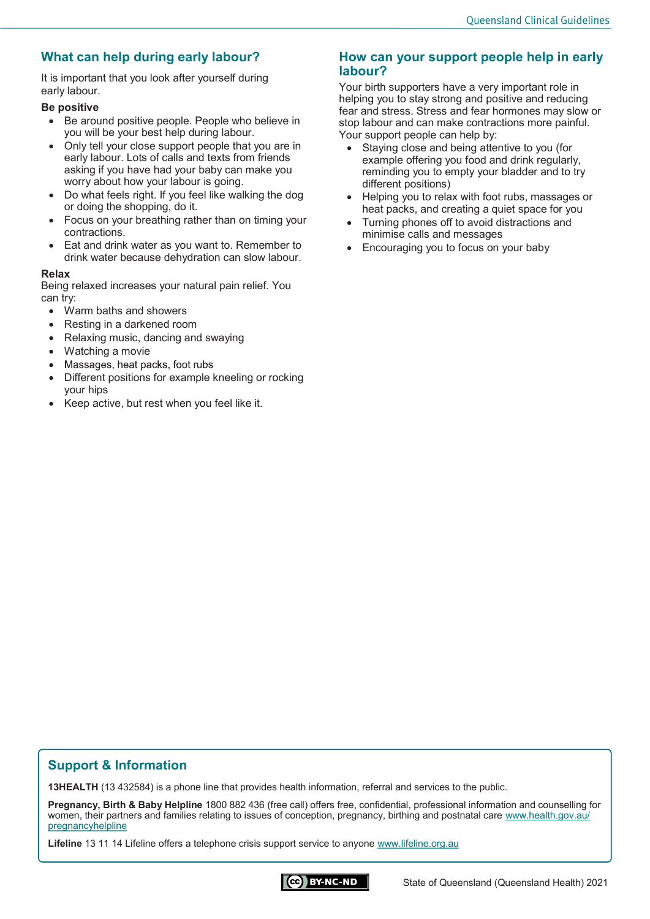## What can help during early labour?

It is important that you look after yourself during early labour.

**Be positive**

- Be around positive people. People who believe in you will be your best help during labour.
- Only tell your close support people that you are in early labour. Lots of calls and texts from friends asking if you have had your baby can make you worry about how your labour is going.
- Do what feels right. If you feel like walking the dog or doing the shopping, do it.
- Focus on your breathing rather than on timing your contractions.
- Eat and drink water as you want to. Remember to drink water because dehydration can slow labour.

**Relax**

Being relaxed increases your natural pain relief. You can try:

- Warm baths and showers
- Resting in a darkened room
- Relaxing music, dancing and swaying
- Watching a movie
- Massages, heat packs, foot rubs
- Different positions for example kneeling or rocking your hips
- Keep active, but rest when you feel like it.

## How can your support people help in early labour?

Your birth supporters have a very important role in helping you to stay strong and positive and reducing fear and stress. Stress and fear hormones may slow or stop labour and can make contractions more painful. Your support people can help by:

- Staying close and being attentive to you (for example offering you food and drink regularly, reminding you to empty your bladder and to try different positions)
- Helping you to relax with foot rubs, massages or heat packs, and creating a quiet space for you
- Turning phones off to avoid distractions and minimise calls and messages
- Encouraging you to focus on your baby

## Support & Information

**13HEALTH** (13 432584) is a phone line that provides health information, referral and services to the public.

**Pregnancy, Birth & Baby Helpline** 1800 882 436 (free call) offers free, confidential, professional information and counselling for women, their partners and families relating to issues of conception, pregnancy, birthing and postnatal care www.health.gov.au/pregnancyhelpline

**Lifeline** 13 11 14 Lifeline offers a telephone crisis support service to anyone www.lifeline.org.au

BY-NC-ND State of Queensland (Queensland Health) 2021